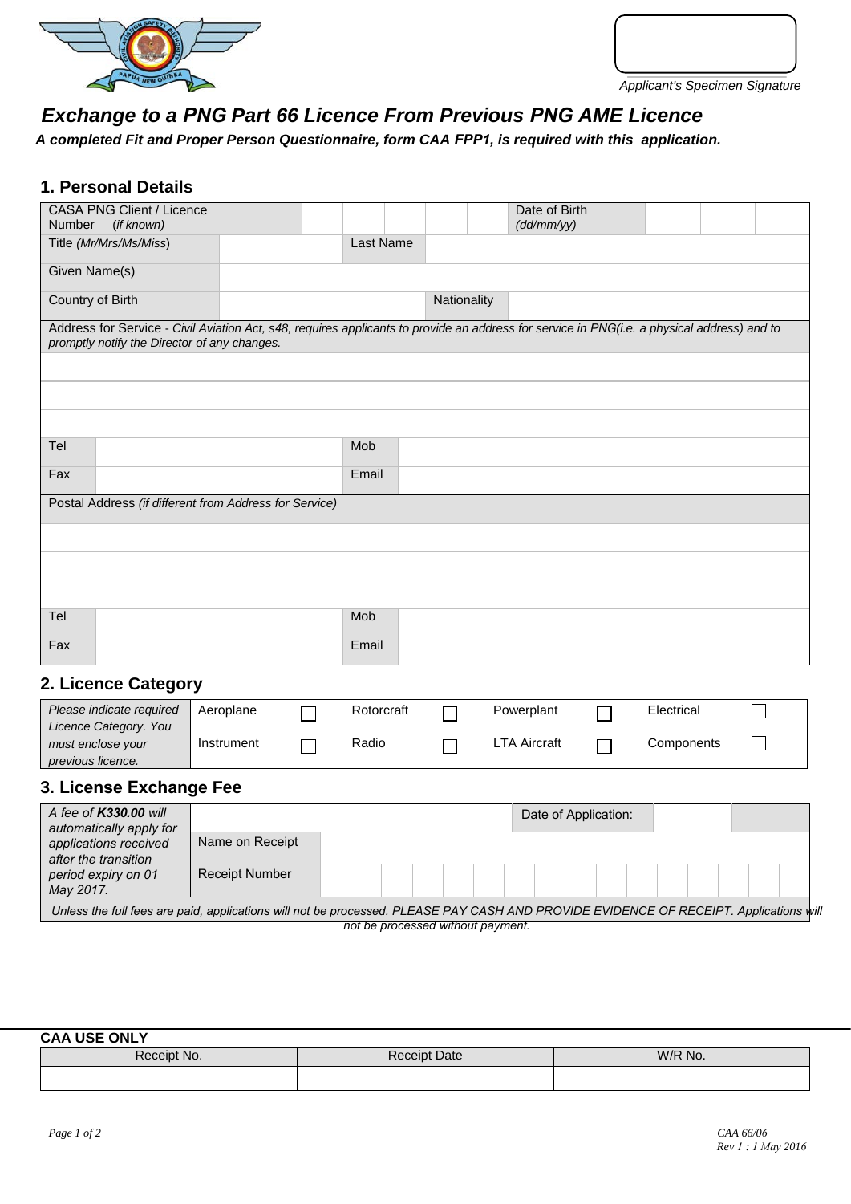Applicant's Specimen Signature

# Exchange to a PNG Part 66 Licence From Previous PNG AME Licence

**A completed Fit and Proper Person Questionnaire, form CAA FPP1, is required with this application.**

## 1. Personal Details

| CASA PNG Client / Licence Number *(if known)* | | | Date of Birth *(dd/mm/yy)* | |
|---|---|---|---|---|
| Title *(Mr/Mrs/Ms/Miss)* | | Last Name | | |
| Given Name(s) | | | | |
| Country of Birth | | Nationality | | |

Address for Service - *Civil Aviation Act, s48, requires applicants to provide an address for service in PNG(i.e. a physical address) and to promptly notify the Director of any changes.*

| | | | |
|---|---|---|---|
| Tel | | Mob | |
| Fax | | Email | |

Postal Address *(if different from Address for Service)*

| | | | |
|---|---|---|---|
| Tel | | Mob | |
| Fax | | Email | |

## 2. Licence Category

| *Please indicate required Licence Category. You must enclose your previous licence.* | | | | | | | | |
|---|---|---|---|---|---|---|---|---|
| | Aeroplane | ☐ | Rotorcraft | ☐ | Powerplant | ☐ | Electrical | ☐ |
| | Instrument | ☐ | Radio | ☐ | LTA Aircraft | ☐ | Components | ☐ |

## 3. License Exchange Fee

| *A fee of **K330.00** will automatically apply for applications received after the transition period expiry on 01 May 2017.* | | | | |
|---|---|---|---|---|
| | | | Date of Application: | |
| | Name on Receipt | | | |
| | Receipt Number | | | |

*Unless the full fees are paid, applications will not be processed. PLEASE PAY CASH AND PROVIDE EVIDENCE OF RECEIPT. Applications will not be processed without payment.*

**CAA USE ONLY**

| Receipt No. | Receipt Date | W/R No. |
|---|---|---|
| | | |

CAA 66/06
Rev 1 : 1 May 2016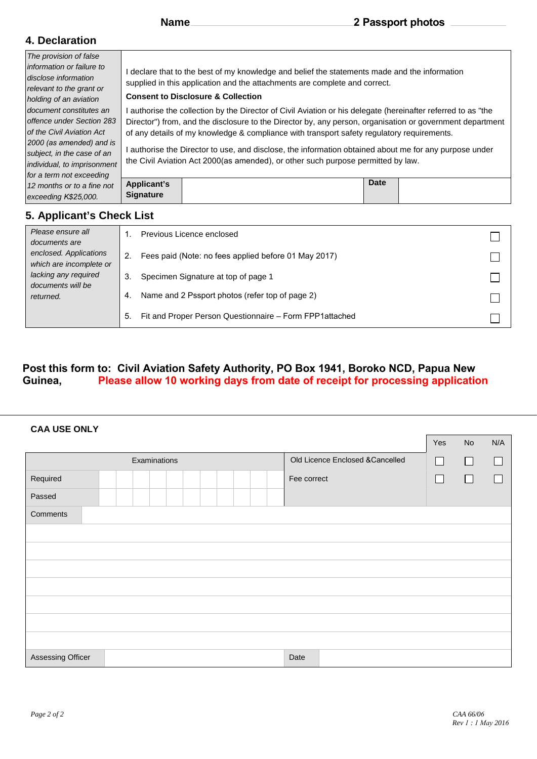**Name** ______________________ **2 Passport photos** ______________

## 4. Declaration

| | | | | |
|---|---|---|---|---|
| *The provision of false information or failure to disclose information relevant to the grant or holding of an aviation document constitutes an offence under Section 283 of the Civil Aviation Act 2000 (as amended) and is subject, in the case of an individual, to imprisonment for a term not exceeding 12 months or to a fine not exceeding K$25,000.* | I declare that to the best of my knowledge and belief the statements made and the information supplied in this application and the attachments are complete and correct.<br>**Consent to Disclosure & Collection**<br>I authorise the collection by the Director of Civil Aviation or his delegate (hereinafter referred to as "the Director") from, and the disclosure to the Director by, any person, organisation or government department of any details of my knowledge & compliance with transport safety regulatory requirements.<br>I authorise the Director to use, and disclose, the information obtained about me for any purpose under the Civil Aviation Act 2000(as amended), or other such purpose permitted by law. | | | |
| | **Applicant's Signature** | | **Date** | |

## 5. Applicant's Check List

| | | |
|---|---|---|
| *Please ensure all documents are enclosed. Applications which are incomplete or lacking any required documents will be returned.* | 1. Previous Licence enclosed | ☐ |
| | 2. Fees paid (Note: no fees applied before 01 May 2017) | ☐ |
| | 3. Specimen Signature at top of page 1 | ☐ |
| | 4. Name and 2 Pssport photos (refer top of page 2) | ☐ |
| | 5. Fit and Proper Person Questionnaire – Form FPP1attached | ☐ |

**Post this form to: Civil Aviation Safety Authority, PO Box 1941, Boroko NCD, Papua New Guinea,** **Please allow 10 working days from date of receipt for processing application**

---

**CAA USE ONLY**

| Examinations | | | | | | | | | | | | Yes | No | N/A |
|---|---|---|---|---|---|---|---|---|---|---|---|---|---|---|
| | | | | | | | | | | | Old Licence Enclosed &Cancelled | ☐ | ☐ | ☐ |
| Required | | | | | | | | | | | Fee correct | ☐ | ☐ | ☐ |
| Passed | | | | | | | | | | | | | | |

| | |
|---|---|
| Comments | |
| | |
| | |
| | |
| | |
| | |
| | |
| | |

| | | | |
|---|---|---|---|
| Assessing Officer | | Date | |

CAA 66/06
Rev 1 : 1 May 2016